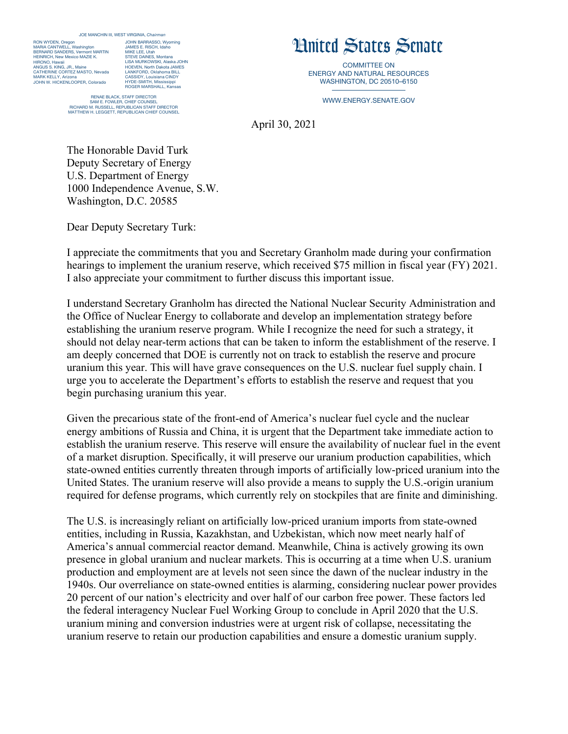JOE MANCHIN III, WEST VIRGINIA, *Chairman*

RON WYDEN, Oregon
MARIA CANTWELL, Washington
BERNARD SANDERS, Vermont MARTIN HEINRICH, New Mexico MAZIE K. HIRONO, Hawaii
ANGUS S. KING, JR., Maine
CATHERINE CORTEZ MASTO, Nevada
MARK KELLY, Arizona
JOHN W. HICKENLOOPER, Colorado

JOHN BARRASSO, Wyoming
JAMES E. RISCH, Idaho
MIKE LEE, Utah
STEVE DAINES, Montana
LISA MURKOWSKI, Alaska JOHN HOEVEN, North Dakota JAMES LANKFORD, Oklahoma BILL CASSIDY, Louisiana CINDY HYDE-SMITH, Mississippi
ROGER MARSHALL, Kansas

RENAE BLACK, STAFF DIRECTOR
SAM E. FOWLER, CHIEF COUNSEL
RICHARD M. RUSSELL, REPUBLICAN STAFF DIRECTOR
MATTHEW H. LEGGETT, REPUBLICAN CHIEF COUNSEL

# United States Senate

COMMITTEE ON
ENERGY AND NATURAL RESOURCES
WASHINGTON, DC 20510–6150

WWW.ENERGY.SENATE.GOV

April 30, 2021

The Honorable David Turk
Deputy Secretary of Energy
U.S. Department of Energy
1000 Independence Avenue, S.W.
Washington, D.C. 20585

Dear Deputy Secretary Turk:

I appreciate the commitments that you and Secretary Granholm made during your confirmation hearings to implement the uranium reserve, which received $75 million in fiscal year (FY) 2021. I also appreciate your commitment to further discuss this important issue.

I understand Secretary Granholm has directed the National Nuclear Security Administration and the Office of Nuclear Energy to collaborate and develop an implementation strategy before establishing the uranium reserve program. While I recognize the need for such a strategy, it should not delay near-term actions that can be taken to inform the establishment of the reserve. I am deeply concerned that DOE is currently not on track to establish the reserve and procure uranium this year. This will have grave consequences on the U.S. nuclear fuel supply chain. I urge you to accelerate the Department's efforts to establish the reserve and request that you begin purchasing uranium this year.

Given the precarious state of the front-end of America's nuclear fuel cycle and the nuclear energy ambitions of Russia and China, it is urgent that the Department take immediate action to establish the uranium reserve. This reserve will ensure the availability of nuclear fuel in the event of a market disruption. Specifically, it will preserve our uranium production capabilities, which state-owned entities currently threaten through imports of artificially low-priced uranium into the United States. The uranium reserve will also provide a means to supply the U.S.-origin uranium required for defense programs, which currently rely on stockpiles that are finite and diminishing.

The U.S. is increasingly reliant on artificially low-priced uranium imports from state-owned entities, including in Russia, Kazakhstan, and Uzbekistan, which now meet nearly half of America's annual commercial reactor demand. Meanwhile, China is actively growing its own presence in global uranium and nuclear markets. This is occurring at a time when U.S. uranium production and employment are at levels not seen since the dawn of the nuclear industry in the 1940s. Our overreliance on state-owned entities is alarming, considering nuclear power provides 20 percent of our nation's electricity and over half of our carbon free power. These factors led the federal interagency Nuclear Fuel Working Group to conclude in April 2020 that the U.S. uranium mining and conversion industries were at urgent risk of collapse, necessitating the uranium reserve to retain our production capabilities and ensure a domestic uranium supply.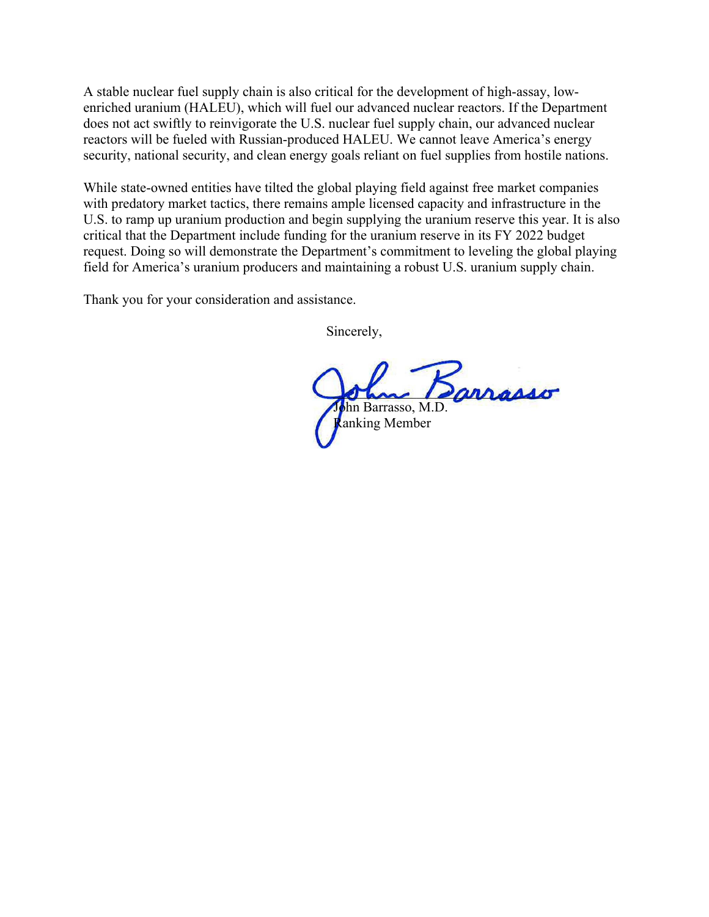A stable nuclear fuel supply chain is also critical for the development of high-assay, low-enriched uranium (HALEU), which will fuel our advanced nuclear reactors. If the Department does not act swiftly to reinvigorate the U.S. nuclear fuel supply chain, our advanced nuclear reactors will be fueled with Russian-produced HALEU. We cannot leave America's energy security, national security, and clean energy goals reliant on fuel supplies from hostile nations.

While state-owned entities have tilted the global playing field against free market companies with predatory market tactics, there remains ample licensed capacity and infrastructure in the U.S. to ramp up uranium production and begin supplying the uranium reserve this year. It is also critical that the Department include funding for the uranium reserve in its FY 2022 budget request. Doing so will demonstrate the Department's commitment to leveling the global playing field for America's uranium producers and maintaining a robust U.S. uranium supply chain.

Thank you for your consideration and assistance.

Sincerely,

John Barrasso

John Barrasso, M.D.
Ranking Member